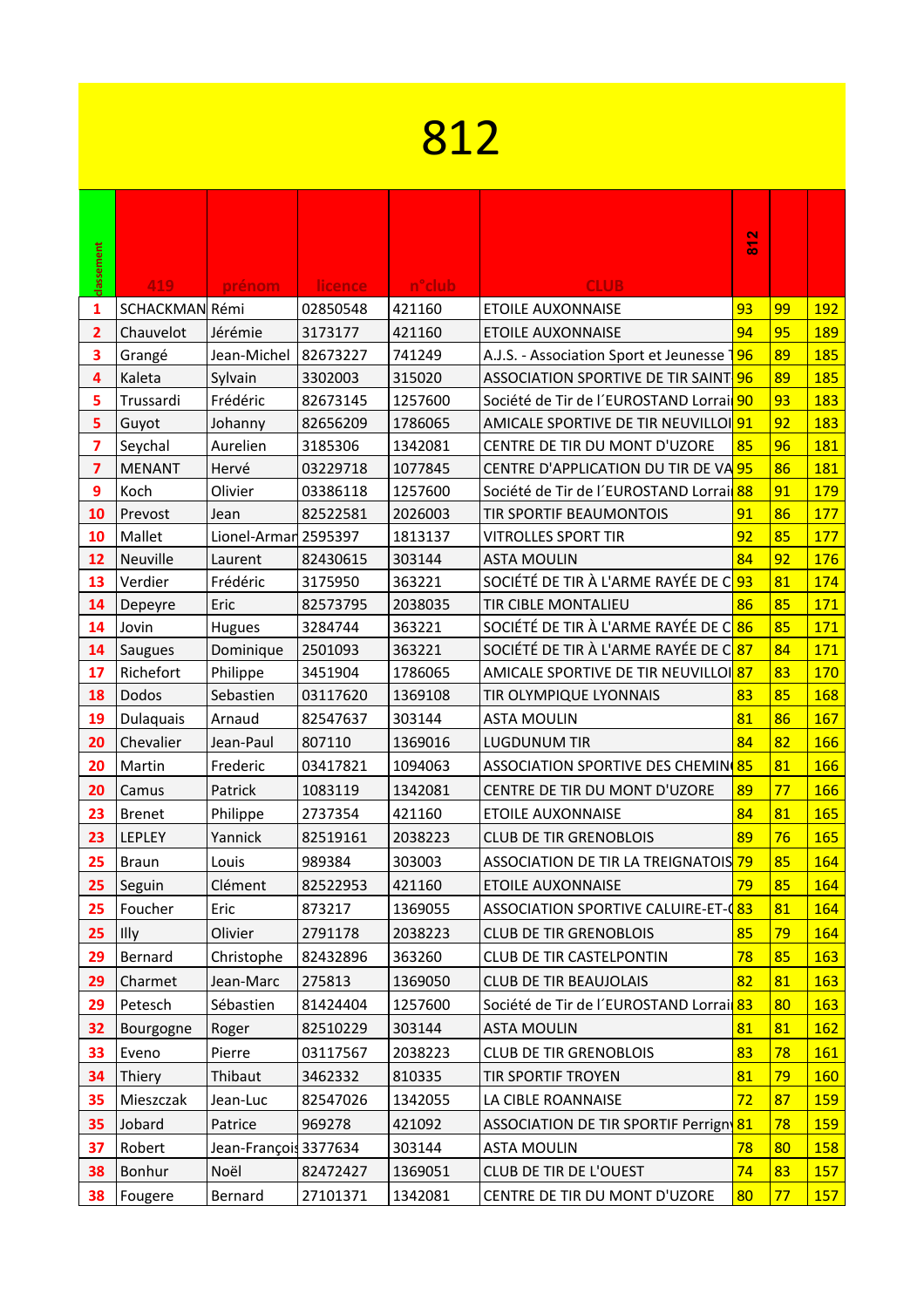# 812

| classement | 419 | prénom | licence | n°club | CLUB | 812 | | |
|---|---|---|---|---|---|---|---|---|
| 1 | SCHACKMAN | Rémi | 02850548 | 421160 | ETOILE AUXONNAISE | 93 | 99 | 192 |
| 2 | Chauvelot | Jérémie | 3173177 | 421160 | ETOILE AUXONNAISE | 94 | 95 | 189 |
| 3 | Grangé | Jean-Michel | 82673227 | 741249 | A.J.S. - Association Sport et Jeunesse T | 96 | 89 | 185 |
| 4 | Kaleta | Sylvain | 3302003 | 315020 | ASSOCIATION SPORTIVE DE TIR SAINT | 96 | 89 | 185 |
| 5 | Trussardi | Frédéric | 82673145 | 1257600 | Société de Tir de l´EUROSTAND Lorrai | 90 | 93 | 183 |
| 5 | Guyot | Johanny | 82656209 | 1786065 | AMICALE SPORTIVE DE TIR NEUVILLOI | 91 | 92 | 183 |
| 7 | Seychal | Aurelien | 3185306 | 1342081 | CENTRE DE TIR DU MONT D'UZORE | 85 | 96 | 181 |
| 7 | MENANT | Hervé | 03229718 | 1077845 | CENTRE D'APPLICATION DU TIR DE VA | 95 | 86 | 181 |
| 9 | Koch | Olivier | 03386118 | 1257600 | Société de Tir de l´EUROSTAND Lorrai | 88 | 91 | 179 |
| 10 | Prevost | Jean | 82522581 | 2026003 | TIR SPORTIF BEAUMONTOIS | 91 | 86 | 177 |
| 10 | Mallet | Lionel-Armar | 2595397 | 1813137 | VITROLLES SPORT TIR | 92 | 85 | 177 |
| 12 | Neuville | Laurent | 82430615 | 303144 | ASTA MOULIN | 84 | 92 | 176 |
| 13 | Verdier | Frédéric | 3175950 | 363221 | SOCIÉTÉ DE TIR À L'ARME RAYÉE DE C | 93 | 81 | 174 |
| 14 | Depeyre | Eric | 82573795 | 2038035 | TIR CIBLE MONTALIEU | 86 | 85 | 171 |
| 14 | Jovin | Hugues | 3284744 | 363221 | SOCIÉTÉ DE TIR À L'ARME RAYÉE DE C | 86 | 85 | 171 |
| 14 | Saugues | Dominique | 2501093 | 363221 | SOCIÉTÉ DE TIR À L'ARME RAYÉE DE C | 87 | 84 | 171 |
| 17 | Richefort | Philippe | 3451904 | 1786065 | AMICALE SPORTIVE DE TIR NEUVILLOI | 87 | 83 | 170 |
| 18 | Dodos | Sebastien | 03117620 | 1369108 | TIR OLYMPIQUE LYONNAIS | 83 | 85 | 168 |
| 19 | Dulaquais | Arnaud | 82547637 | 303144 | ASTA MOULIN | 81 | 86 | 167 |
| 20 | Chevalier | Jean-Paul | 807110 | 1369016 | LUGDUNUM TIR | 84 | 82 | 166 |
| 20 | Martin | Frederic | 03417821 | 1094063 | ASSOCIATION SPORTIVE DES CHEMIN | 85 | 81 | 166 |
| 20 | Camus | Patrick | 1083119 | 1342081 | CENTRE DE TIR DU MONT D'UZORE | 89 | 77 | 166 |
| 23 | Brenet | Philippe | 2737354 | 421160 | ETOILE AUXONNAISE | 84 | 81 | 165 |
| 23 | LEPLEY | Yannick | 82519161 | 2038223 | CLUB DE TIR GRENOBLOIS | 89 | 76 | 165 |
| 25 | Braun | Louis | 989384 | 303003 | ASSOCIATION DE TIR LA TREIGNATOIS | 79 | 85 | 164 |
| 25 | Seguin | Clément | 82522953 | 421160 | ETOILE AUXONNAISE | 79 | 85 | 164 |
| 25 | Foucher | Eric | 873217 | 1369055 | ASSOCIATION SPORTIVE CALUIRE-ET-( | 83 | 81 | 164 |
| 25 | Illy | Olivier | 2791178 | 2038223 | CLUB DE TIR GRENOBLOIS | 85 | 79 | 164 |
| 29 | Bernard | Christophe | 82432896 | 363260 | CLUB DE TIR CASTELPONTIN | 78 | 85 | 163 |
| 29 | Charmet | Jean-Marc | 275813 | 1369050 | CLUB DE TIR BEAUJOLAIS | 82 | 81 | 163 |
| 29 | Petesch | Sébastien | 81424404 | 1257600 | Société de Tir de l´EUROSTAND Lorrai | 83 | 80 | 163 |
| 32 | Bourgogne | Roger | 82510229 | 303144 | ASTA MOULIN | 81 | 81 | 162 |
| 33 | Eveno | Pierre | 03117567 | 2038223 | CLUB DE TIR GRENOBLOIS | 83 | 78 | 161 |
| 34 | Thiery | Thibaut | 3462332 | 810335 | TIR SPORTIF TROYEN | 81 | 79 | 160 |
| 35 | Mieszczak | Jean-Luc | 82547026 | 1342055 | LA CIBLE ROANNAISE | 72 | 87 | 159 |
| 35 | Jobard | Patrice | 969278 | 421092 | ASSOCIATION DE TIR SPORTIF Perrigny | 81 | 78 | 159 |
| 37 | Robert | Jean-François | 3377634 | 303144 | ASTA MOULIN | 78 | 80 | 158 |
| 38 | Bonhur | Noël | 82472427 | 1369051 | CLUB DE TIR DE L'OUEST | 74 | 83 | 157 |
| 38 | Fougere | Bernard | 27101371 | 1342081 | CENTRE DE TIR DU MONT D'UZORE | 80 | 77 | 157 |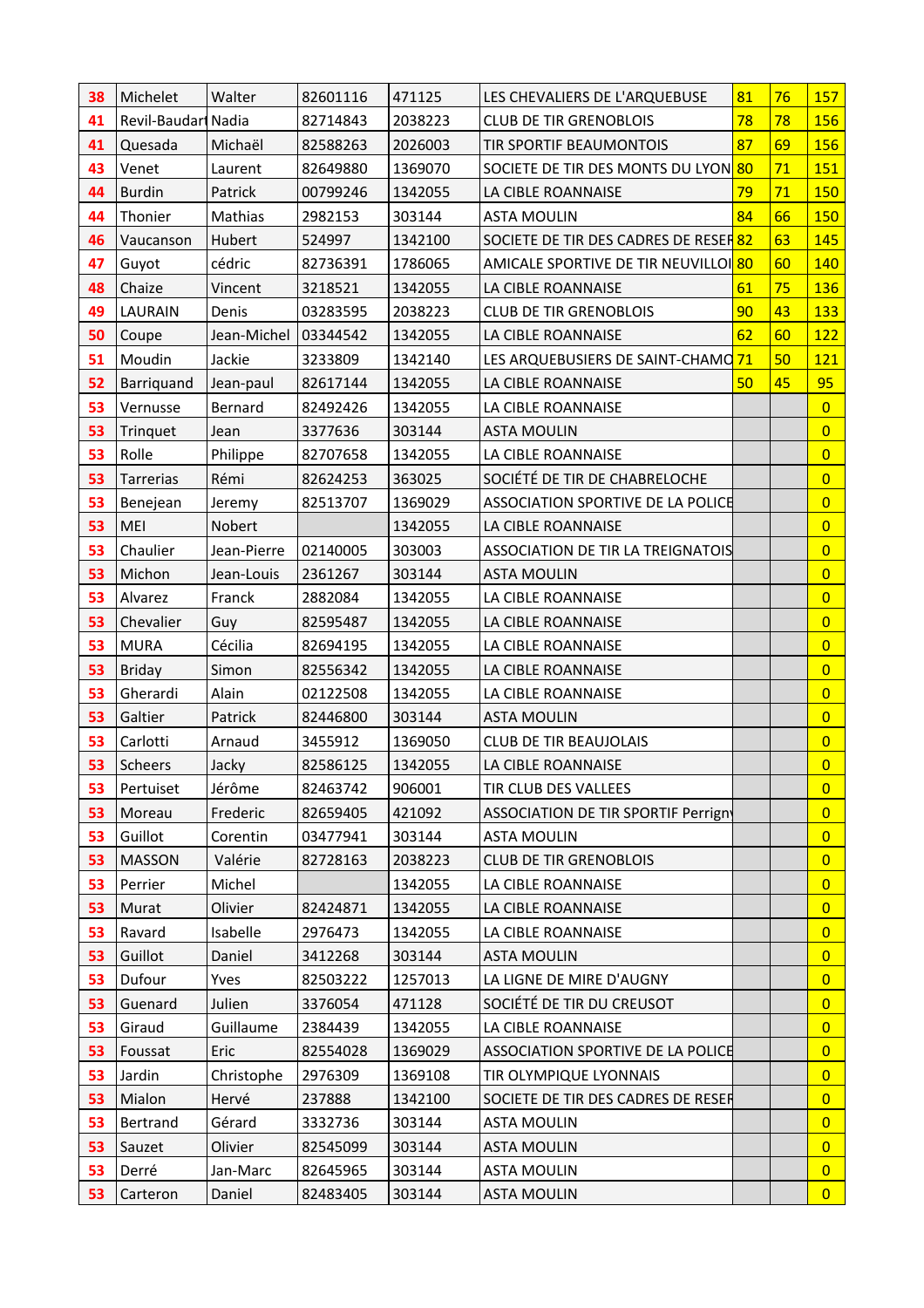| | | | | | | | | |
|---|---|---|---|---|---|---|---|---|
| 38 | Michelet | Walter | 82601116 | 471125 | LES CHEVALIERS DE L'ARQUEBUSE | 81 | 76 | 157 |
| 41 | Revil-Baudart | Nadia | 82714843 | 2038223 | CLUB DE TIR GRENOBLOIS | 78 | 78 | 156 |
| 41 | Quesada | Michaël | 82588263 | 2026003 | TIR SPORTIF BEAUMONTOIS | 87 | 69 | 156 |
| 43 | Venet | Laurent | 82649880 | 1369070 | SOCIETE DE TIR DES MONTS DU LYON | 80 | 71 | 151 |
| 44 | Burdin | Patrick | 00799246 | 1342055 | LA CIBLE ROANNAISE | 79 | 71 | 150 |
| 44 | Thonier | Mathias | 2982153 | 303144 | ASTA MOULIN | 84 | 66 | 150 |
| 46 | Vaucanson | Hubert | 524997 | 1342100 | SOCIETE DE TIR DES CADRES DE RESER | 82 | 63 | 145 |
| 47 | Guyot | cédric | 82736391 | 1786065 | AMICALE SPORTIVE DE TIR NEUVILLOI | 80 | 60 | 140 |
| 48 | Chaize | Vincent | 3218521 | 1342055 | LA CIBLE ROANNAISE | 61 | 75 | 136 |
| 49 | LAURAIN | Denis | 03283595 | 2038223 | CLUB DE TIR GRENOBLOIS | 90 | 43 | 133 |
| 50 | Coupe | Jean-Michel | 03344542 | 1342055 | LA CIBLE ROANNAISE | 62 | 60 | 122 |
| 51 | Moudin | Jackie | 3233809 | 1342140 | LES ARQUEBUSIERS DE SAINT-CHAMO | 71 | 50 | 121 |
| 52 | Barriquand | Jean-paul | 82617144 | 1342055 | LA CIBLE ROANNAISE | 50 | 45 | 95 |
| 53 | Vernusse | Bernard | 82492426 | 1342055 | LA CIBLE ROANNAISE | | | 0 |
| 53 | Trinquet | Jean | 3377636 | 303144 | ASTA MOULIN | | | 0 |
| 53 | Rolle | Philippe | 82707658 | 1342055 | LA CIBLE ROANNAISE | | | 0 |
| 53 | Tarrerias | Rémi | 82624253 | 363025 | SOCIÉTÉ DE TIR DE CHABRELOCHE | | | 0 |
| 53 | Benejean | Jeremy | 82513707 | 1369029 | ASSOCIATION SPORTIVE DE LA POLICE | | | 0 |
| 53 | MEI | Nobert | | 1342055 | LA CIBLE ROANNAISE | | | 0 |
| 53 | Chaulier | Jean-Pierre | 02140005 | 303003 | ASSOCIATION DE TIR LA TREIGNATOIS | | | 0 |
| 53 | Michon | Jean-Louis | 2361267 | 303144 | ASTA MOULIN | | | 0 |
| 53 | Alvarez | Franck | 2882084 | 1342055 | LA CIBLE ROANNAISE | | | 0 |
| 53 | Chevalier | Guy | 82595487 | 1342055 | LA CIBLE ROANNAISE | | | 0 |
| 53 | MURA | Cécilia | 82694195 | 1342055 | LA CIBLE ROANNAISE | | | 0 |
| 53 | Briday | Simon | 82556342 | 1342055 | LA CIBLE ROANNAISE | | | 0 |
| 53 | Gherardi | Alain | 02122508 | 1342055 | LA CIBLE ROANNAISE | | | 0 |
| 53 | Galtier | Patrick | 82446800 | 303144 | ASTA MOULIN | | | 0 |
| 53 | Carlotti | Arnaud | 3455912 | 1369050 | CLUB DE TIR BEAUJOLAIS | | | 0 |
| 53 | Scheers | Jacky | 82586125 | 1342055 | LA CIBLE ROANNAISE | | | 0 |
| 53 | Pertuiset | Jérôme | 82463742 | 906001 | TIR CLUB DES VALLEES | | | 0 |
| 53 | Moreau | Frederic | 82659405 | 421092 | ASSOCIATION DE TIR SPORTIF Perrigny | | | 0 |
| 53 | Guillot | Corentin | 03477941 | 303144 | ASTA MOULIN | | | 0 |
| 53 | MASSON | Valérie | 82728163 | 2038223 | CLUB DE TIR GRENOBLOIS | | | 0 |
| 53 | Perrier | Michel | | 1342055 | LA CIBLE ROANNAISE | | | 0 |
| 53 | Murat | Olivier | 82424871 | 1342055 | LA CIBLE ROANNAISE | | | 0 |
| 53 | Ravard | Isabelle | 2976473 | 1342055 | LA CIBLE ROANNAISE | | | 0 |
| 53 | Guillot | Daniel | 3412268 | 303144 | ASTA MOULIN | | | 0 |
| 53 | Dufour | Yves | 82503222 | 1257013 | LA LIGNE DE MIRE D'AUGNY | | | 0 |
| 53 | Guenard | Julien | 3376054 | 471128 | SOCIÉTÉ DE TIR DU CREUSOT | | | 0 |
| 53 | Giraud | Guillaume | 2384439 | 1342055 | LA CIBLE ROANNAISE | | | 0 |
| 53 | Foussat | Eric | 82554028 | 1369029 | ASSOCIATION SPORTIVE DE LA POLICE | | | 0 |
| 53 | Jardin | Christophe | 2976309 | 1369108 | TIR OLYMPIQUE LYONNAIS | | | 0 |
| 53 | Mialon | Hervé | 237888 | 1342100 | SOCIETE DE TIR DES CADRES DE RESER | | | 0 |
| 53 | Bertrand | Gérard | 3332736 | 303144 | ASTA MOULIN | | | 0 |
| 53 | Sauzet | Olivier | 82545099 | 303144 | ASTA MOULIN | | | 0 |
| 53 | Derré | Jan-Marc | 82645965 | 303144 | ASTA MOULIN | | | 0 |
| 53 | Carteron | Daniel | 82483405 | 303144 | ASTA MOULIN | | | 0 |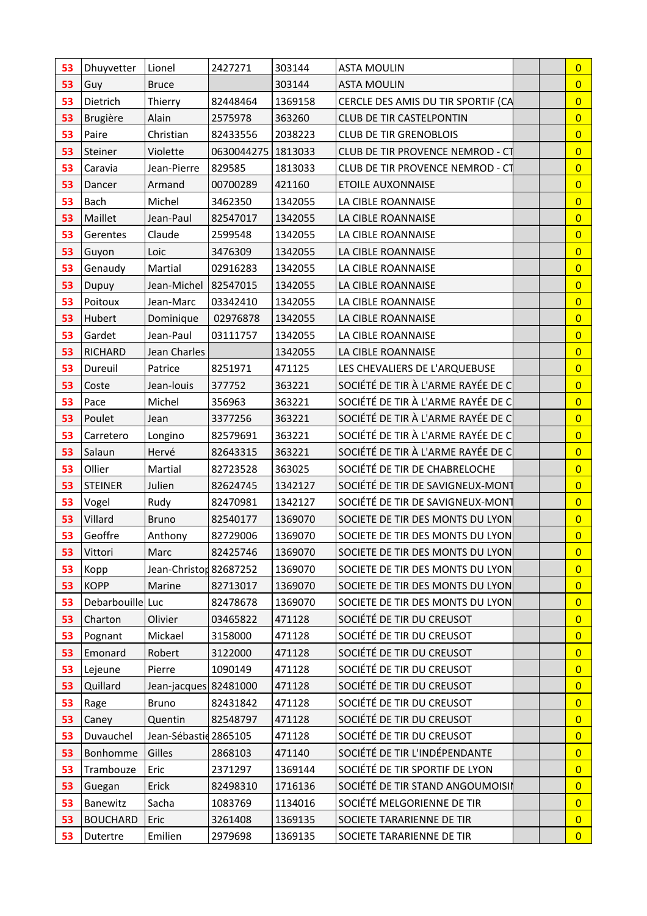| | | | | | | | | |
|---|---|---|---|---|---|---|---|---|
| 53 | Dhuyvetter | Lionel | 2427271 | 303144 | ASTA MOULIN | | | 0 |
| 53 | Guy | Bruce | | 303144 | ASTA MOULIN | | | 0 |
| 53 | Dietrich | Thierry | 82448464 | 1369158 | CERCLE DES AMIS DU TIR SPORTIF (CA | | | 0 |
| 53 | Brugière | Alain | 2575978 | 363260 | CLUB DE TIR CASTELPONTIN | | | 0 |
| 53 | Paire | Christian | 82433556 | 2038223 | CLUB DE TIR GRENOBLOIS | | | 0 |
| 53 | Steiner | Violette | 0630044275 | 1813033 | CLUB DE TIR PROVENCE NEMROD - CT | | | 0 |
| 53 | Caravia | Jean-Pierre | 829585 | 1813033 | CLUB DE TIR PROVENCE NEMROD - CT | | | 0 |
| 53 | Dancer | Armand | 00700289 | 421160 | ETOILE AUXONNAISE | | | 0 |
| 53 | Bach | Michel | 3462350 | 1342055 | LA CIBLE ROANNAISE | | | 0 |
| 53 | Maillet | Jean-Paul | 82547017 | 1342055 | LA CIBLE ROANNAISE | | | 0 |
| 53 | Gerentes | Claude | 2599548 | 1342055 | LA CIBLE ROANNAISE | | | 0 |
| 53 | Guyon | Loic | 3476309 | 1342055 | LA CIBLE ROANNAISE | | | 0 |
| 53 | Genaudy | Martial | 02916283 | 1342055 | LA CIBLE ROANNAISE | | | 0 |
| 53 | Dupuy | Jean-Michel | 82547015 | 1342055 | LA CIBLE ROANNAISE | | | 0 |
| 53 | Poitoux | Jean-Marc | 03342410 | 1342055 | LA CIBLE ROANNAISE | | | 0 |
| 53 | Hubert | Dominique | 02976878 | 1342055 | LA CIBLE ROANNAISE | | | 0 |
| 53 | Gardet | Jean-Paul | 03111757 | 1342055 | LA CIBLE ROANNAISE | | | 0 |
| 53 | RICHARD | Jean Charles | | 1342055 | LA CIBLE ROANNAISE | | | 0 |
| 53 | Dureuil | Patrice | 8251971 | 471125 | LES CHEVALIERS DE L'ARQUEBUSE | | | 0 |
| 53 | Coste | Jean-louis | 377752 | 363221 | SOCIÉTÉ DE TIR À L'ARME RAYÉE DE C | | | 0 |
| 53 | Pace | Michel | 356963 | 363221 | SOCIÉTÉ DE TIR À L'ARME RAYÉE DE C | | | 0 |
| 53 | Poulet | Jean | 3377256 | 363221 | SOCIÉTÉ DE TIR À L'ARME RAYÉE DE C | | | 0 |
| 53 | Carretero | Longino | 82579691 | 363221 | SOCIÉTÉ DE TIR À L'ARME RAYÉE DE C | | | 0 |
| 53 | Salaun | Hervé | 82643315 | 363221 | SOCIÉTÉ DE TIR À L'ARME RAYÉE DE C | | | 0 |
| 53 | Ollier | Martial | 82723528 | 363025 | SOCIÉTÉ DE TIR DE CHABRELOCHE | | | 0 |
| 53 | STEINER | Julien | 82624745 | 1342127 | SOCIÉTÉ DE TIR DE SAVIGNEUX-MONT | | | 0 |
| 53 | Vogel | Rudy | 82470981 | 1342127 | SOCIÉTÉ DE TIR DE SAVIGNEUX-MONT | | | 0 |
| 53 | Villard | Bruno | 82540177 | 1369070 | SOCIETE DE TIR DES MONTS DU LYON | | | 0 |
| 53 | Geoffre | Anthony | 82729006 | 1369070 | SOCIETE DE TIR DES MONTS DU LYON | | | 0 |
| 53 | Vittori | Marc | 82425746 | 1369070 | SOCIETE DE TIR DES MONTS DU LYON | | | 0 |
| 53 | Kopp | Jean-Christop | 82687252 | 1369070 | SOCIETE DE TIR DES MONTS DU LYON | | | 0 |
| 53 | KOPP | Marine | 82713017 | 1369070 | SOCIETE DE TIR DES MONTS DU LYON | | | 0 |
| 53 | Debarbouille | Luc | 82478678 | 1369070 | SOCIETE DE TIR DES MONTS DU LYON | | | 0 |
| 53 | Charton | Olivier | 03465822 | 471128 | SOCIÉTÉ DE TIR DU CREUSOT | | | 0 |
| 53 | Pognant | Mickael | 3158000 | 471128 | SOCIÉTÉ DE TIR DU CREUSOT | | | 0 |
| 53 | Emonard | Robert | 3122000 | 471128 | SOCIÉTÉ DE TIR DU CREUSOT | | | 0 |
| 53 | Lejeune | Pierre | 1090149 | 471128 | SOCIÉTÉ DE TIR DU CREUSOT | | | 0 |
| 53 | Quillard | Jean-jacques | 82481000 | 471128 | SOCIÉTÉ DE TIR DU CREUSOT | | | 0 |
| 53 | Rage | Bruno | 82431842 | 471128 | SOCIÉTÉ DE TIR DU CREUSOT | | | 0 |
| 53 | Caney | Quentin | 82548797 | 471128 | SOCIÉTÉ DE TIR DU CREUSOT | | | 0 |
| 53 | Duvauchel | Jean-Sébastie | 2865105 | 471128 | SOCIÉTÉ DE TIR DU CREUSOT | | | 0 |
| 53 | Bonhomme | Gilles | 2868103 | 471140 | SOCIÉTÉ DE TIR L'INDÉPENDANTE | | | 0 |
| 53 | Trambouze | Eric | 2371297 | 1369144 | SOCIÉTÉ DE TIR SPORTIF DE LYON | | | 0 |
| 53 | Guegan | Erick | 82498310 | 1716136 | SOCIÉTÉ DE TIR STAND ANGOUMOISI | | | 0 |
| 53 | Banewitz | Sacha | 1083769 | 1134016 | SOCIÉTÉ MELGORIENNE DE TIR | | | 0 |
| 53 | BOUCHARD | Eric | 3261408 | 1369135 | SOCIETE TARARIENNE DE TIR | | | 0 |
| 53 | Dutertre | Emilien | 2979698 | 1369135 | SOCIETE TARARIENNE DE TIR | | | 0 |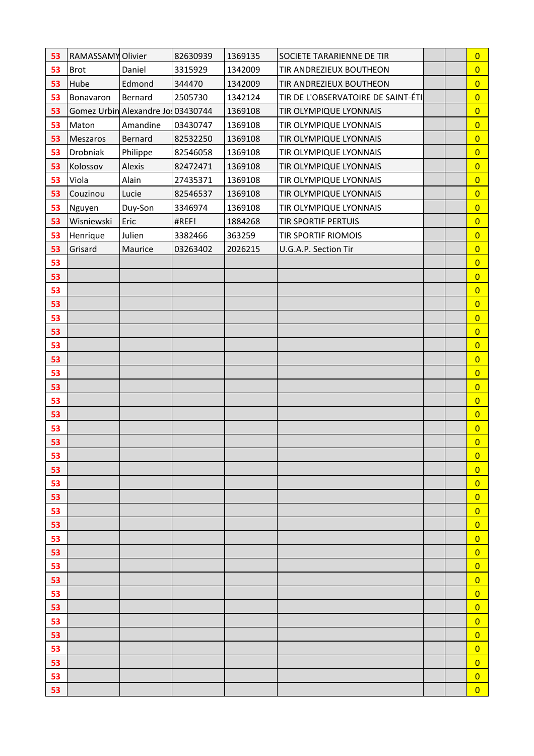| | | | | | | | | |
|---|---|---|---|---|---|---|---|---|
| 53 | RAMASSAMY | Olivier | 82630939 | 1369135 | SOCIETE TARARIENNE DE TIR | | | 0 |
| 53 | Brot | Daniel | 3315929 | 1342009 | TIR ANDREZIEUX BOUTHEON | | | 0 |
| 53 | Hube | Edmond | 344470 | 1342009 | TIR ANDREZIEUX BOUTHEON | | | 0 |
| 53 | Bonavaron | Bernard | 2505730 | 1342124 | TIR DE L'OBSERVATOIRE DE SAINT-ÉTI | | | 0 |
| 53 | Gomez Urbin | Alexandre Jo | 03430744 | 1369108 | TIR OLYMPIQUE LYONNAIS | | | 0 |
| 53 | Maton | Amandine | 03430747 | 1369108 | TIR OLYMPIQUE LYONNAIS | | | 0 |
| 53 | Meszaros | Bernard | 82532250 | 1369108 | TIR OLYMPIQUE LYONNAIS | | | 0 |
| 53 | Drobniak | Philippe | 82546058 | 1369108 | TIR OLYMPIQUE LYONNAIS | | | 0 |
| 53 | Kolossov | Alexis | 82472471 | 1369108 | TIR OLYMPIQUE LYONNAIS | | | 0 |
| 53 | Viola | Alain | 27435371 | 1369108 | TIR OLYMPIQUE LYONNAIS | | | 0 |
| 53 | Couzinou | Lucie | 82546537 | 1369108 | TIR OLYMPIQUE LYONNAIS | | | 0 |
| 53 | Nguyen | Duy-Son | 3346974 | 1369108 | TIR OLYMPIQUE LYONNAIS | | | 0 |
| 53 | Wisniewski | Eric | #REF! | 1884268 | TIR SPORTIF PERTUIS | | | 0 |
| 53 | Henrique | Julien | 3382466 | 363259 | TIR SPORTIF RIOMOIS | | | 0 |
| 53 | Grisard | Maurice | 03263402 | 2026215 | U.G.A.P. Section Tir | | | 0 |
| 53 | | | | | | | | 0 |
| 53 | | | | | | | | 0 |
| 53 | | | | | | | | 0 |
| 53 | | | | | | | | 0 |
| 53 | | | | | | | | 0 |
| 53 | | | | | | | | 0 |
| 53 | | | | | | | | 0 |
| 53 | | | | | | | | 0 |
| 53 | | | | | | | | 0 |
| 53 | | | | | | | | 0 |
| 53 | | | | | | | | 0 |
| 53 | | | | | | | | 0 |
| 53 | | | | | | | | 0 |
| 53 | | | | | | | | 0 |
| 53 | | | | | | | | 0 |
| 53 | | | | | | | | 0 |
| 53 | | | | | | | | 0 |
| 53 | | | | | | | | 0 |
| 53 | | | | | | | | 0 |
| 53 | | | | | | | | 0 |
| 53 | | | | | | | | 0 |
| 53 | | | | | | | | 0 |
| 53 | | | | | | | | 0 |
| 53 | | | | | | | | 0 |
| 53 | | | | | | | | 0 |
| 53 | | | | | | | | 0 |
| 53 | | | | | | | | 0 |
| 53 | | | | | | | | 0 |
| 53 | | | | | | | | 0 |
| 53 | | | | | | | | 0 |
| 53 | | | | | | | | 0 |
| 53 | | | | | | | | 0 |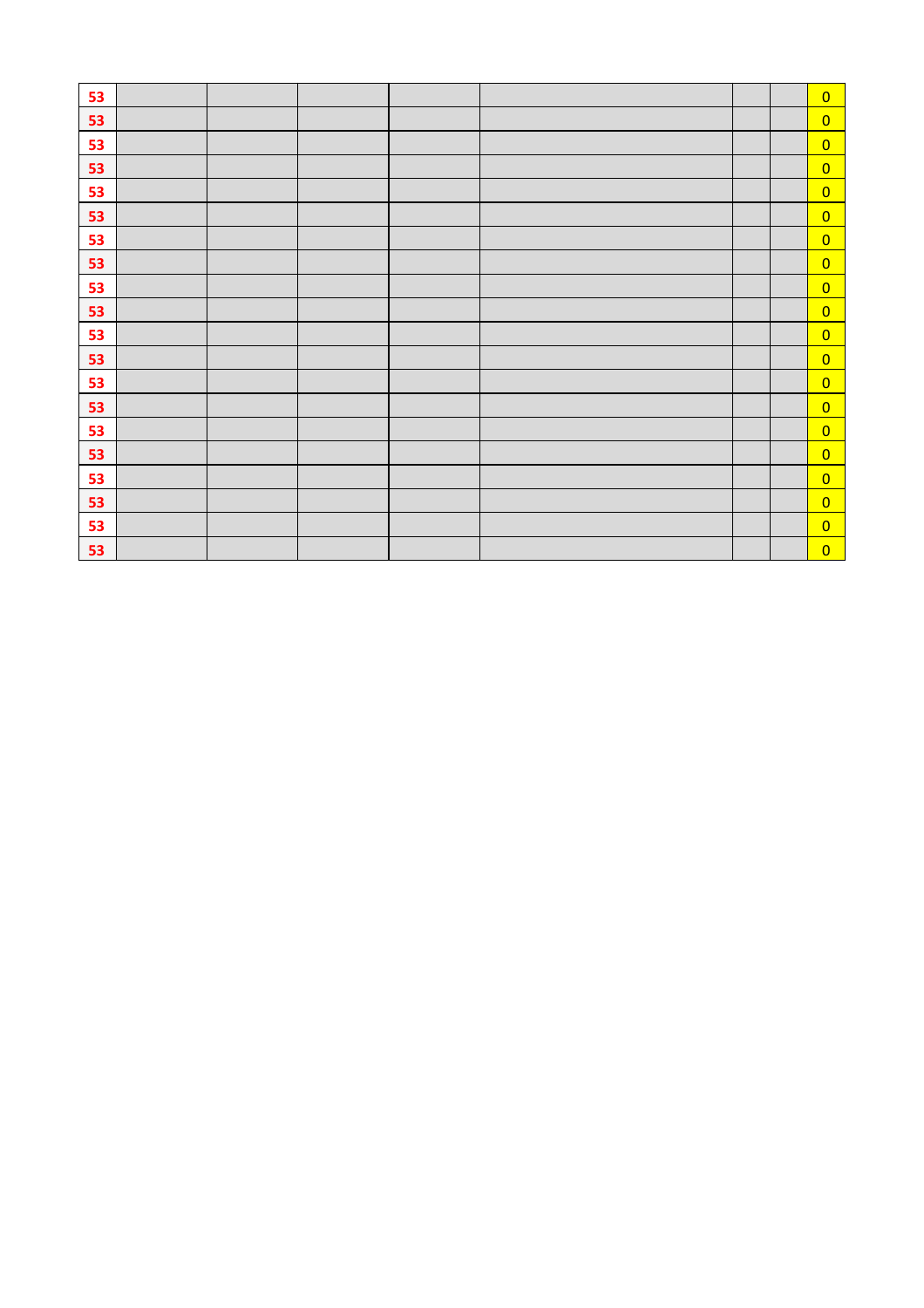| | | | | | | | | |
|---|---|---|---|---|---|---|---|---|
| 53 | | | | | | | | 0 |
| 53 | | | | | | | | 0 |
| 53 | | | | | | | | 0 |
| 53 | | | | | | | | 0 |
| 53 | | | | | | | | 0 |
| 53 | | | | | | | | 0 |
| 53 | | | | | | | | 0 |
| 53 | | | | | | | | 0 |
| 53 | | | | | | | | 0 |
| 53 | | | | | | | | 0 |
| 53 | | | | | | | | 0 |
| 53 | | | | | | | | 0 |
| 53 | | | | | | | | 0 |
| 53 | | | | | | | | 0 |
| 53 | | | | | | | | 0 |
| 53 | | | | | | | | 0 |
| 53 | | | | | | | | 0 |
| 53 | | | | | | | | 0 |
| 53 | | | | | | | | 0 |
| 53 | | | | | | | | 0 |